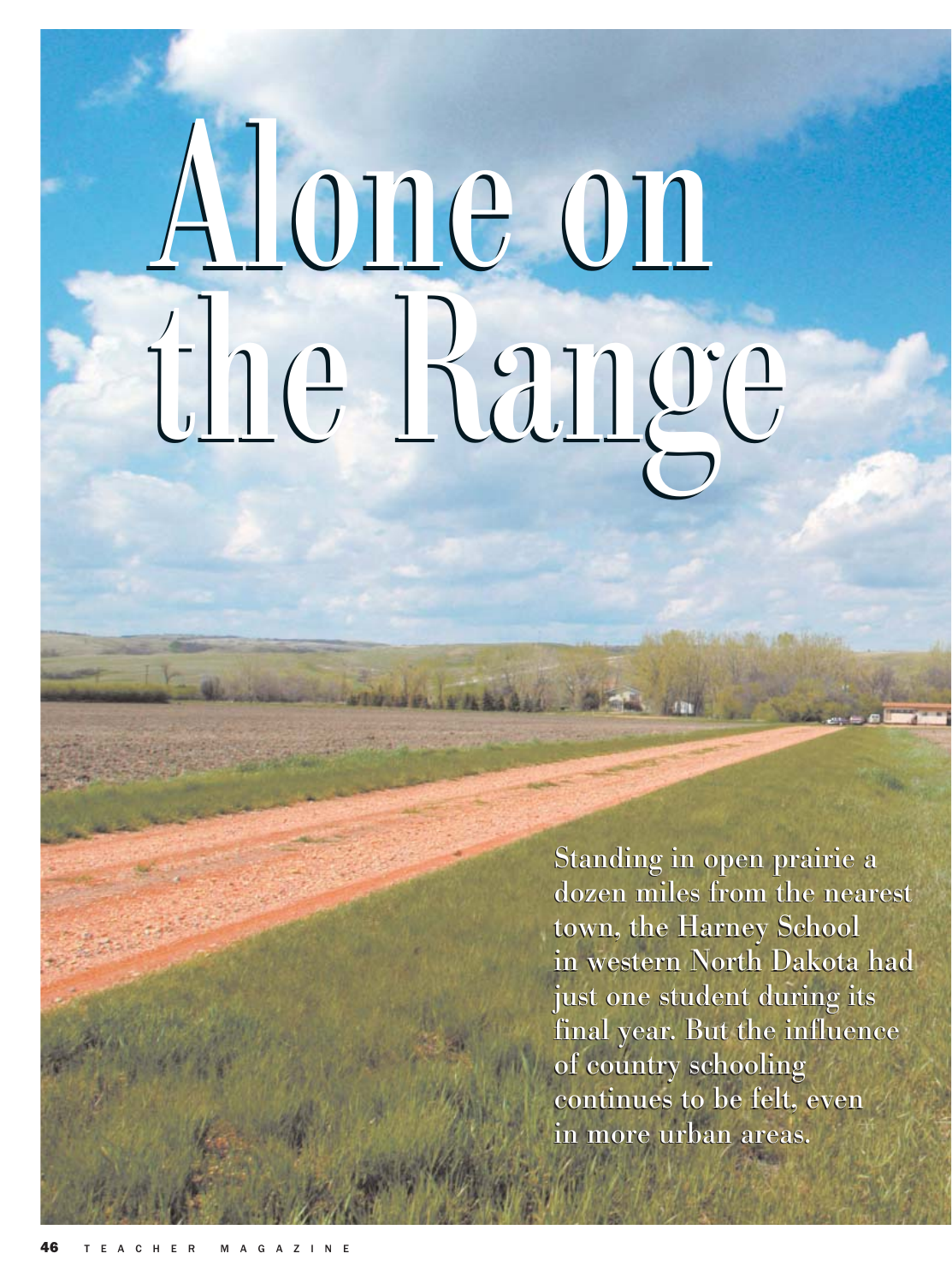# Alone on the Range

Standing in open prairie a dozen miles from the nearest town, the Harney School in western North Dakota had just one student during its final year. But the influence of country schooling continues to be felt, even in more urban areas.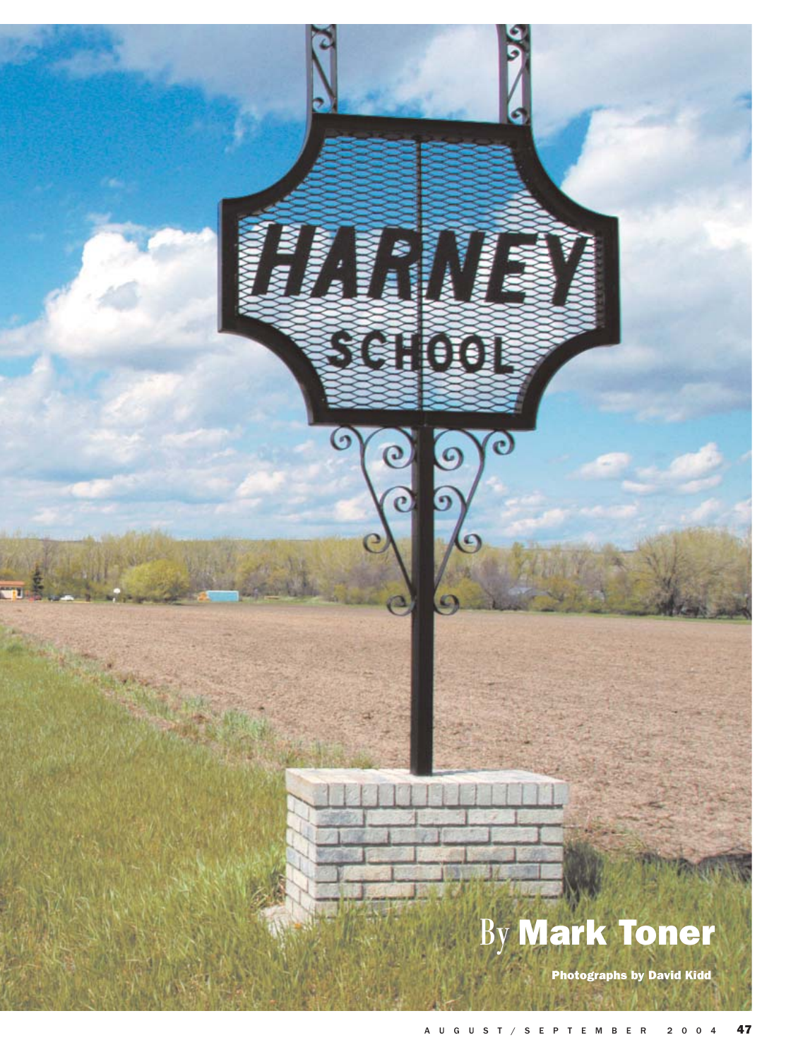By **Mark Toner**

**Photographs by David Kidd**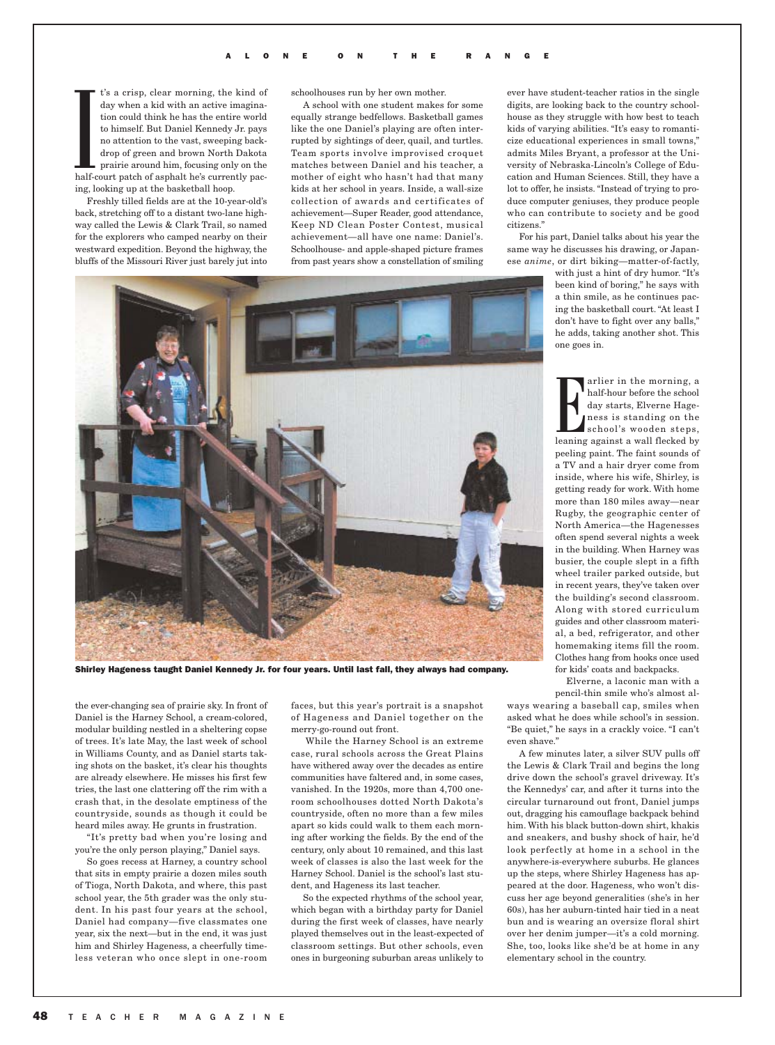It's a crisp, clear morning, the kind of day when a kid with an active imagination could think he has the entire world to himself. But Daniel Kennedy Jr. pays no attention to the vast, sweeping backdrop of green and brown North Dakota prairie around him, focusing only on the half-court patch of asphalt he's currently pacing, looking up at the basketball hoop.

Freshly tilled fields are at the 10-year-old's back, stretching off to a distant two-lane highway called the Lewis & Clark Trail, so named for the explorers who camped nearby on their westward expedition. Beyond the highway, the bluffs of the Missouri River just barely jut into the ever-changing sea of prairie sky. In front of Daniel is the Harney School, a cream-colored, modular building nestled in a sheltering copse of trees. It's late May, the last week of school in Williams County, and as Daniel starts taking shots on the basket, it's clear his thoughts are already elsewhere. He misses his first few tries, the last one clattering off the rim with a crash that, in the desolate emptiness of the countryside, sounds as though it could be heard miles away. He grunts in frustration.

"It's pretty bad when you're losing and you're the only person playing," Daniel says.

So goes recess at Harney, a country school that sits in empty prairie a dozen miles south of Tioga, North Dakota, and where, this past school year, the 5th grader was the only student. In his past four years at the school, Daniel had company—five classmates one year, six the next—but in the end, it was just him and Shirley Hageness, a cheerfully timeless veteran who once slept in one-room schoolhouses run by her own mother.

A school with one student makes for some equally strange bedfellows. Basketball games like the one Daniel's playing are often interrupted by sightings of deer, quail, and turtles. Team sports involve improvised croquet matches between Daniel and his teacher, a mother of eight who hasn't had that many kids at her school in years. Inside, a wall-size collection of awards and certificates of achievement—Super Reader, good attendance, Keep ND Clean Poster Contest, musical achievement—all have one name: Daniel's. Schoolhouse- and apple-shaped picture frames from past years show a constellation of smiling faces, but this year's portrait is a snapshot of Hageness and Daniel together on the merry-go-round out front.

While the Harney School is an extreme case, rural schools across the Great Plains have withered away over the decades as entire communities have faltered and, in some cases, vanished. In the 1920s, more than 4,700 one-room schoolhouses dotted North Dakota's countryside, often no more than a few miles apart so kids could walk to them each morning after working the fields. By the end of the century, only about 10 remained, and this last week of classes is also the last week for the Harney School. Daniel is the school's last student, and Hageness its last teacher.

So the expected rhythms of the school year, which began with a birthday party for Daniel during the first week of classes, have nearly played themselves out in the least-expected of classroom settings. But other schools, even ones in burgeoning suburban areas unlikely to ever have student-teacher ratios in the single digits, are looking back to the country schoolhouse as they struggle with how best to teach kids of varying abilities. "It's easy to romanticize educational experiences in small towns," admits Miles Bryant, a professor at the University of Nebraska-Lincoln's College of Education and Human Sciences. Still, they have a lot to offer, he insists. "Instead of trying to produce computer geniuses, they produce people who can contribute to society and be good citizens."

For his part, Daniel talks about his year the same way he discusses his drawing, or Japanese *anime*, or dirt biking—matter-of-factly, with just a hint of dry humor. "It's been kind of boring," he says with a thin smile, as he continues pacing the basketball court. "At least I don't have to fight over any balls," he adds, taking another shot. This one goes in.

**Shirley Hageness taught Daniel Kennedy Jr. for four years. Until last fall, they always had company.**

Earlier in the morning, a half-hour before the school day starts, Elverne Hageness is standing on the school's wooden steps, leaning against a wall flecked by peeling paint. The faint sounds of a TV and a hair dryer come from inside, where his wife, Shirley, is getting ready for work. With home more than 180 miles away—near Rugby, the geographic center of North America—the Hagenesses often spend several nights a week in the building. When Harney was busier, the couple slept in a fifth wheel trailer parked outside, but in recent years, they've taken over the building's second classroom. Along with stored curriculum guides and other classroom material, a bed, refrigerator, and other homemaking items fill the room. Clothes hang from hooks once used for kids' coats and backpacks.

Elverne, a laconic man with a pencil-thin smile who's almost always wearing a baseball cap, smiles when asked what he does while school's in session. "Be quiet," he says in a crackly voice. "I can't even shave."

A few minutes later, a silver SUV pulls off the Lewis & Clark Trail and begins the long drive down the school's gravel driveway. It's the Kennedys' car, and after it turns into the circular turnaround out front, Daniel jumps out, dragging his camouflage backpack behind him. With his black button-down shirt, khakis and sneakers, and bushy shock of hair, he'd look perfectly at home in a school in the anywhere-is-everywhere suburbs. He glances up the steps, where Shirley Hageness has appeared at the door. Hageness, who won't discuss her age beyond generalities (she's in her 60s), has her auburn-tinted hair tied in a neat bun and is wearing an oversize floral shirt over her denim jumper—it's a cold morning. She, too, looks like she'd be at home in any elementary school in the country.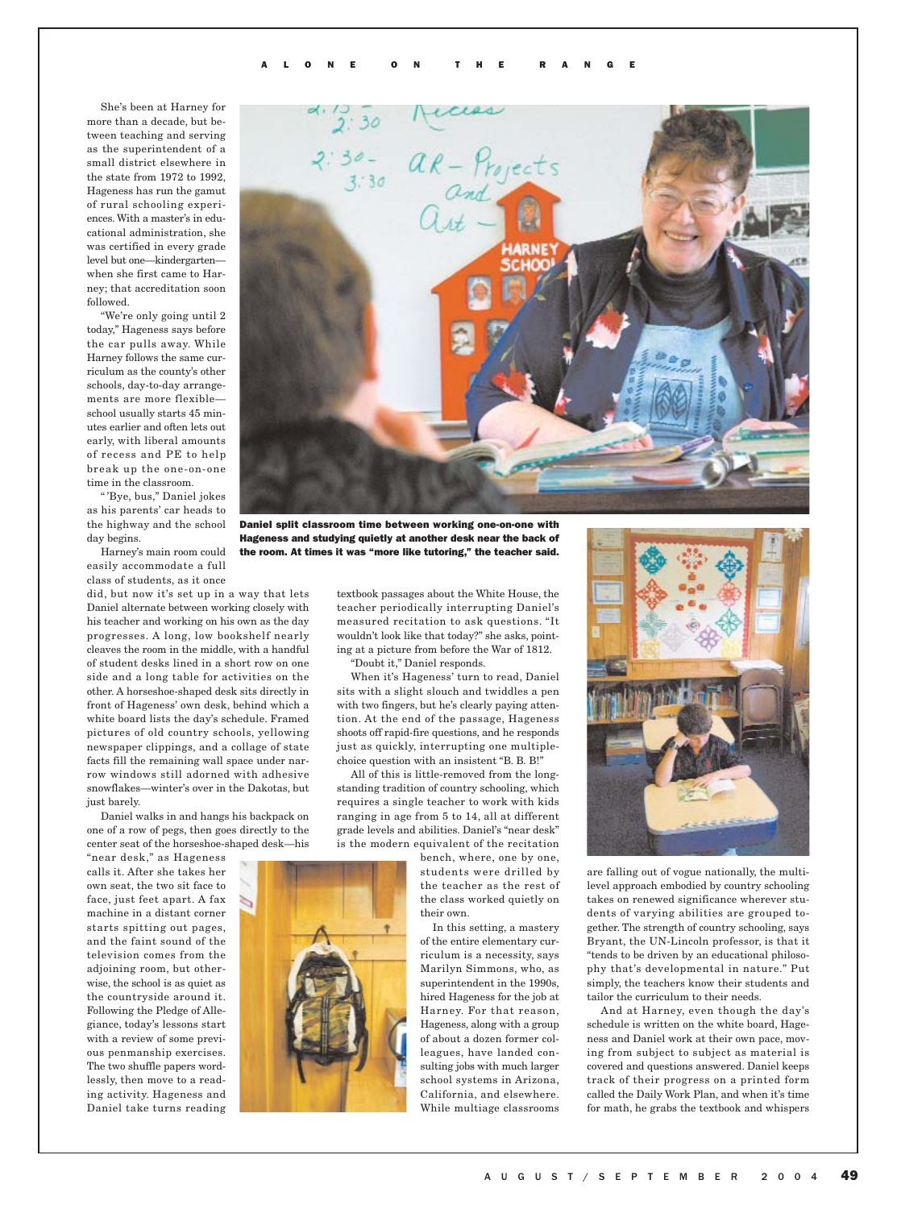She's been at Harney for more than a decade, but between teaching and serving as the superintendent of a small district elsewhere in the state from 1972 to 1992, Hageness has run the gamut of rural schooling experiences. With a master's in educational administration, she was certified in every grade level but one—kindergarten—when she first came to Harney; that accreditation soon followed.

"We're only going until 2 today," Hageness says before the car pulls away. While Harney follows the same curriculum as the county's other schools, day-to-day arrangements are more flexible—school usually starts 45 minutes earlier and often lets out early, with liberal amounts of recess and PE to help break up the one-on-one time in the classroom.

"'Bye, bus," Daniel jokes as his parents' car heads to the highway and the school day begins.

Daniel split classroom time between working one-on-one with Hageness and studying quietly at another desk near the back of the room. At times it was "more like tutoring," the teacher said.

Harney's main room could easily accommodate a full class of students, as it once did, but now it's set up in a way that lets Daniel alternate between working closely with his teacher and working on his own as the day progresses. A long, low bookshelf nearly cleaves the room in the middle, with a handful of student desks lined in a short row on one side and a long table for activities on the other. A horseshoe-shaped desk sits directly in front of Hageness' own desk, behind which a white board lists the day's schedule. Framed pictures of old country schools, yellowing newspaper clippings, and a collage of state facts fill the remaining wall space under narrow windows still adorned with adhesive snowflakes—winter's over in the Dakotas, but just barely.

Daniel walks in and hangs his backpack on one of a row of pegs, then goes directly to the center seat of the horseshoe-shaped desk—his "near desk," as Hageness calls it. After she takes her own seat, the two sit face to face, just feet apart. A fax machine in a distant corner starts spitting out pages, and the faint sound of the television comes from the adjoining room, but otherwise, the school is as quiet as the countryside around it. Following the Pledge of Allegiance, today's lessons start with a review of some previous penmanship exercises. The two shuffle papers wordlessly, then move to a reading activity. Hageness and Daniel take turns reading textbook passages about the White House, the teacher periodically interrupting Daniel's measured recitation to ask questions. "It wouldn't look like that today?" she asks, pointing at a picture from before the War of 1812.

"Doubt it," Daniel responds.

When it's Hageness' turn to read, Daniel sits with a slight slouch and twiddles a pen with two fingers, but he's clearly paying attention. At the end of the passage, Hageness shoots off rapid-fire questions, and he responds just as quickly, interrupting one multiple-choice question with an insistent "B. B. B!"

All of this is little-removed from the longstanding tradition of country schooling, which requires a single teacher to work with kids ranging in age from 5 to 14, all at different grade levels and abilities. Daniel's "near desk" is the modern equivalent of the recitation bench, where, one by one, students were drilled by the teacher as the rest of the class worked quietly on their own.

In this setting, a mastery of the entire elementary curriculum is a necessity, says Marilyn Simmons, who, as superintendent in the 1990s, hired Hageness for the job at Harney. For that reason, Hageness, along with a group of about a dozen former colleagues, have landed consulting jobs with much larger school systems in Arizona, California, and elsewhere. While multiage classrooms are falling out of vogue nationally, the multilevel approach embodied by country schooling takes on renewed significance wherever students of varying abilities are grouped together. The strength of country schooling, says Bryant, the UN-Lincoln professor, is that it "tends to be driven by an educational philosophy that's developmental in nature." Put simply, the teachers know their students and tailor the curriculum to their needs.

And at Harney, even though the day's schedule is written on the white board, Hageness and Daniel work at their own pace, moving from subject to subject as material is covered and questions answered. Daniel keeps track of their progress on a printed form called the Daily Work Plan, and when it's time for math, he grabs the textbook and whispers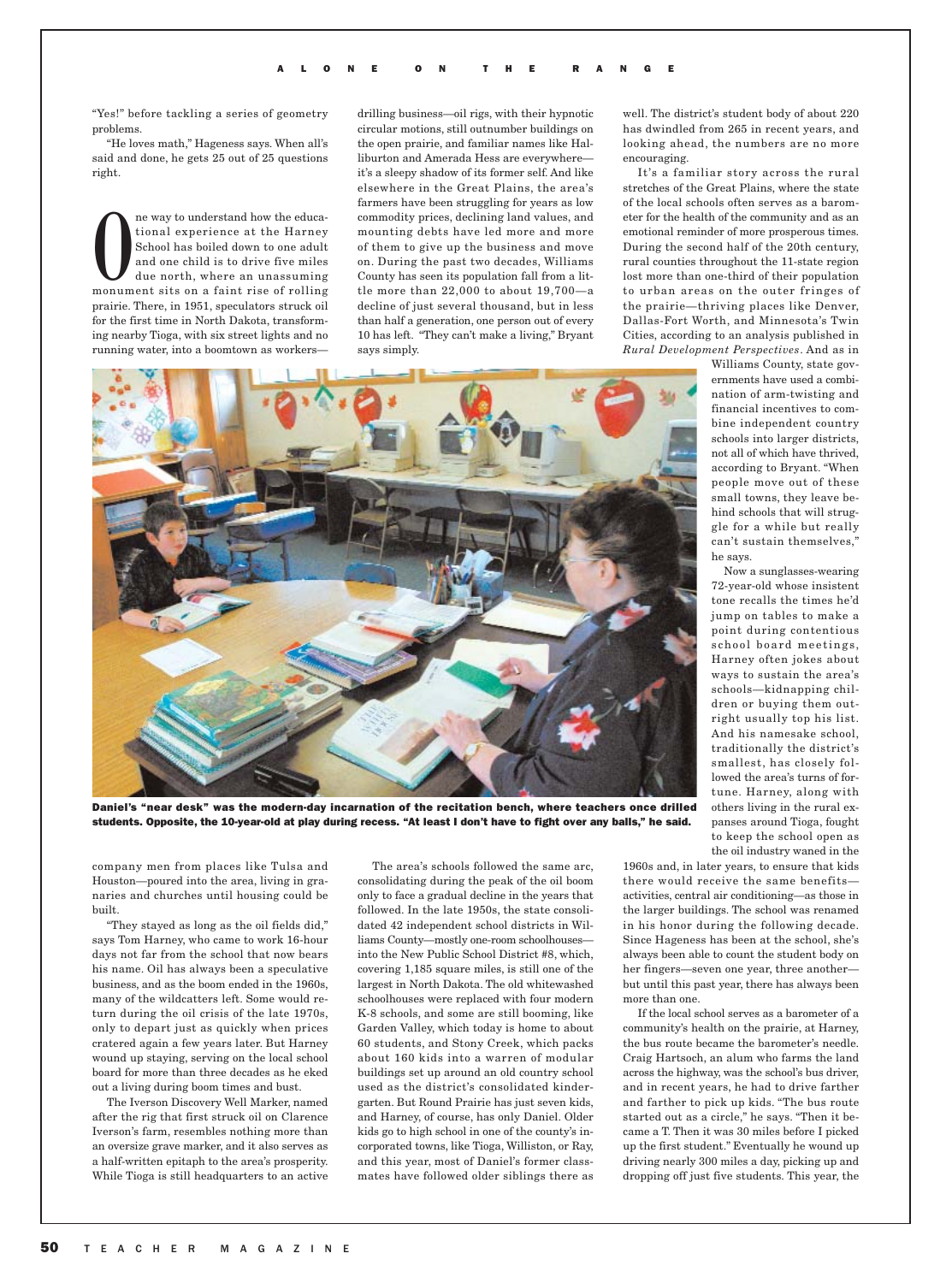"Yes!" before tackling a series of geometry problems.

"He loves math," Hageness says. When all's said and done, he gets 25 out of 25 questions right.

One way to understand how the educational experience at the Harney School has boiled down to one adult and one child is to drive five miles due north, where an unassuming monument sits on a faint rise of rolling prairie. There, in 1951, speculators struck oil for the first time in North Dakota, transforming nearby Tioga, with six street lights and no running water, into a boomtown as workers—company men from places like Tulsa and Houston—poured into the area, living in granaries and churches until housing could be built.

"They stayed as long as the oil fields did," says Tom Harney, who came to work 16-hour days not far from the school that now bears his name. Oil has always been a speculative business, and as the boom ended in the 1960s, many of the wildcatters left. Some would return during the oil crisis of the late 1970s, only to depart just as quickly when prices cratered again a few years later. But Harney wound up staying, serving on the local school board for more than three decades as he eked out a living during boom times and bust.

The Iverson Discovery Well Marker, named after the rig that first struck oil on Clarence Iverson's farm, resembles nothing more than an oversize grave marker, and it also serves as a half-written epitaph to the area's prosperity. While Tioga is still headquarters to an active drilling business—oil rigs, with their hypnotic circular motions, still outnumber buildings on the open prairie, and familiar names like Halliburton and Amerada Hess are everywhere—it's a sleepy shadow of its former self. And like elsewhere in the Great Plains, the area's farmers have been struggling for years as low commodity prices, declining land values, and mounting debts have led more and more of them to give up the business and move on. During the past two decades, Williams County has seen its population fall from a little more than 22,000 to about 19,700—a decline of just several thousand, but in less than half a generation, one person out of every 10 has left. "They can't make a living," Bryant says simply.

The area's schools followed the same arc, consolidating during the peak of the oil boom only to face a gradual decline in the years that followed. In the late 1950s, the state consolidated 42 independent school districts in Williams County—mostly one-room schoolhouses—into the New Public School District #8, which, covering 1,185 square miles, is still one of the largest in North Dakota. The old whitewashed schoolhouses were replaced with four modern K-8 schools, and some are still booming, like Garden Valley, which today is home to about 60 students, and Stony Creek, which packs about 160 kids into a warren of modular buildings set up around an old country school used as the district's consolidated kindergarten. But Round Prairie has just seven kids, and Harney, of course, has only Daniel. Older kids go to high school in one of the county's incorporated towns, like Tioga, Williston, or Ray, and this year, most of Daniel's former classmates have followed older siblings there as well. The district's student body of about 220 has dwindled from 265 in recent years, and looking ahead, the numbers are no more encouraging.

It's a familiar story across the rural stretches of the Great Plains, where the state of the local schools often serves as a barometer for the health of the community and as an emotional reminder of more prosperous times. During the second half of the 20th century, rural counties throughout the 11-state region lost more than one-third of their population to urban areas on the outer fringes of the prairie—thriving places like Denver, Dallas-Fort Worth, and Minnesota's Twin Cities, according to an analysis published in *Rural Development Perspectives*. And as in Williams County, state governments have used a combination of arm-twisting and financial incentives to combine independent country schools into larger districts, not all of which have thrived, according to Bryant. "When people move out of these small towns, they leave behind schools that will struggle for a while but really can't sustain themselves," he says.

Now a sunglasses-wearing 72-year-old whose insistent tone recalls the times he'd jump on tables to make a point during contentious school board meetings, Harney often jokes about ways to sustain the area's schools—kidnapping children or buying them outright usually top his list. And his namesake school, traditionally the district's smallest, has closely followed the area's turns of fortune. Harney, along with others living in the rural expanses around Tioga, fought to keep the school open as the oil industry waned in the 1960s and, in later years, to ensure that kids there would receive the same benefits—activities, central air conditioning—as those in the larger buildings. The school was renamed in his honor during the following decade. Since Hageness has been at the school, she's always been able to count the student body on her fingers—seven one year, three another—but until this past year, there has always been more than one.

**Daniel's "near desk" was the modern-day incarnation of the recitation bench, where teachers once drilled students. Opposite, the 10-year-old at play during recess. "At least I don't have to fight over any balls," he said.**

If the local school serves as a barometer of a community's health on the prairie, at Harney, the bus route became the barometer's needle. Craig Hartsoch, an alum who farms the land across the highway, was the school's bus driver, and in recent years, he had to drive farther and farther to pick up kids. "The bus route started out as a circle," he says. "Then it became a T. Then it was 30 miles before I picked up the first student." Eventually he wound up driving nearly 300 miles a day, picking up and dropping off just five students. This year, the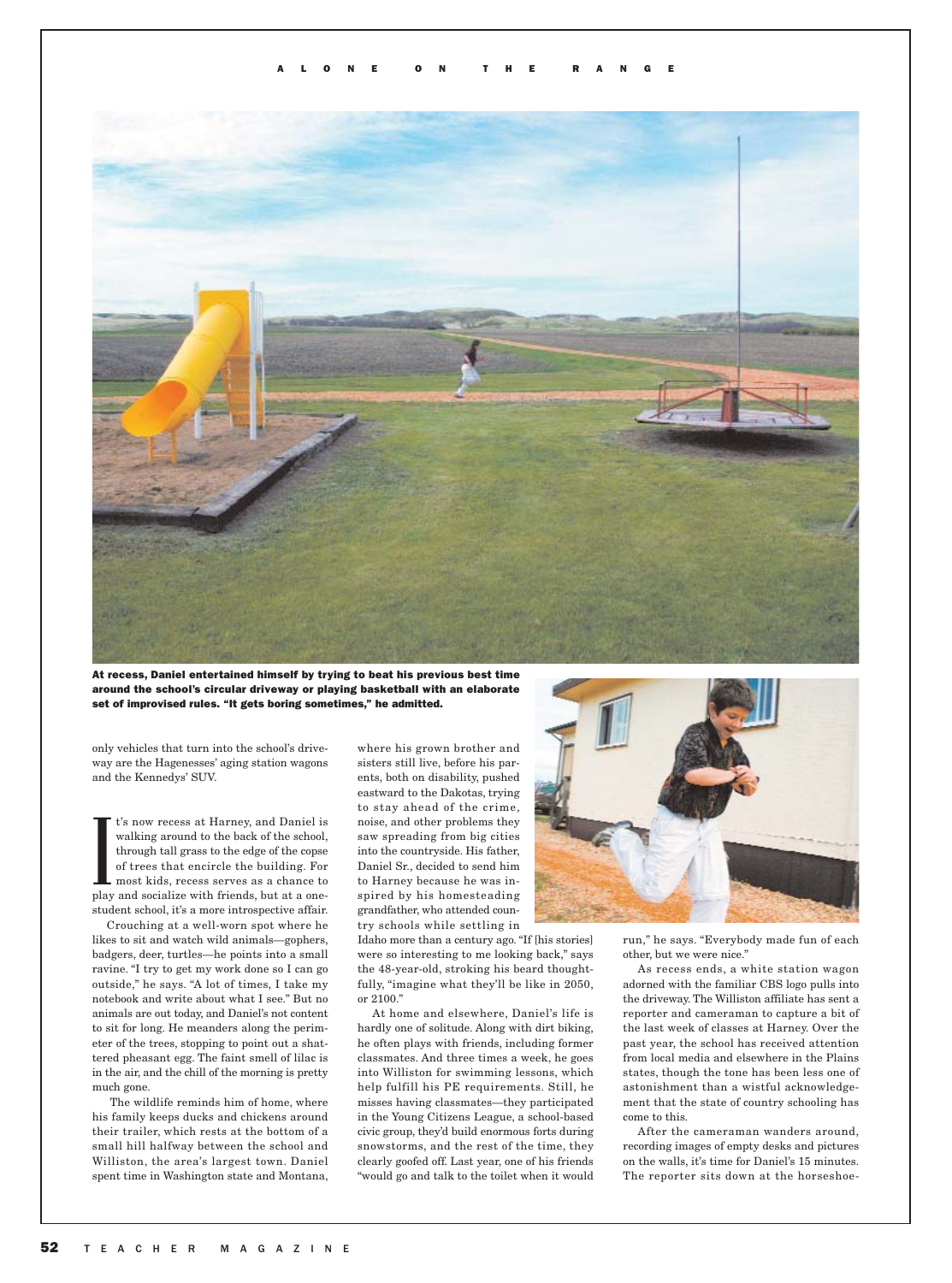At recess, Daniel entertained himself by trying to beat his previous best time around the school's circular driveway or playing basketball with an elaborate set of improvised rules. "It gets boring sometimes," he admitted.

only vehicles that turn into the school's driveway are the Hagenesses' aging station wagons and the Kennedys' SUV.

It's now recess at Harney, and Daniel is walking around to the back of the school, through tall grass to the edge of the copse of trees that encircle the building. For most kids, recess serves as a chance to play and socialize with friends, but at a one-student school, it's a more introspective affair.

Crouching at a well-worn spot where he likes to sit and watch wild animals—gophers, badgers, deer, turtles—he points into a small ravine. "I try to get my work done so I can go outside," he says. "A lot of times, I take my notebook and write about what I see." But no animals are out today, and Daniel's not content to sit for long. He meanders along the perimeter of the trees, stopping to point out a shattered pheasant egg. The faint smell of lilac is in the air, and the chill of the morning is pretty much gone.

The wildlife reminds him of home, where his family keeps ducks and chickens around their trailer, which rests at the bottom of a small hill halfway between the school and Williston, the area's largest town. Daniel spent time in Washington state and Montana, where his grown brother and sisters still live, before his parents, both on disability, pushed eastward to the Dakotas, trying to stay ahead of the crime, noise, and other problems they saw spreading from big cities into the countryside. His father, Daniel Sr., decided to send him to Harney because he was inspired by his homesteading grandfather, who attended country schools while settling in Idaho more than a century ago. "If [his stories] were so interesting to me looking back," says the 48-year-old, stroking his beard thoughtfully, "imagine what they'll be like in 2050, or 2100."

At home and elsewhere, Daniel's life is hardly one of solitude. Along with dirt biking, he often plays with friends, including former classmates. And three times a week, he goes into Williston for swimming lessons, which help fulfill his PE requirements. Still, he misses having classmates—they participated in the Young Citizens League, a school-based civic group, they'd build enormous forts during snowstorms, and the rest of the time, they clearly goofed off. Last year, one of his friends "would go and talk to the toilet when it would run," he says. "Everybody made fun of each other, but we were nice."

As recess ends, a white station wagon adorned with the familiar CBS logo pulls into the driveway. The Williston affiliate has sent a reporter and cameraman to capture a bit of the last week of classes at Harney. Over the past year, the school has received attention from local media and elsewhere in the Plains states, though the tone has been less one of astonishment than a wistful acknowledgement that the state of country schooling has come to this.

After the cameraman wanders around, recording images of empty desks and pictures on the walls, it's time for Daniel's 15 minutes. The reporter sits down at the horseshoe-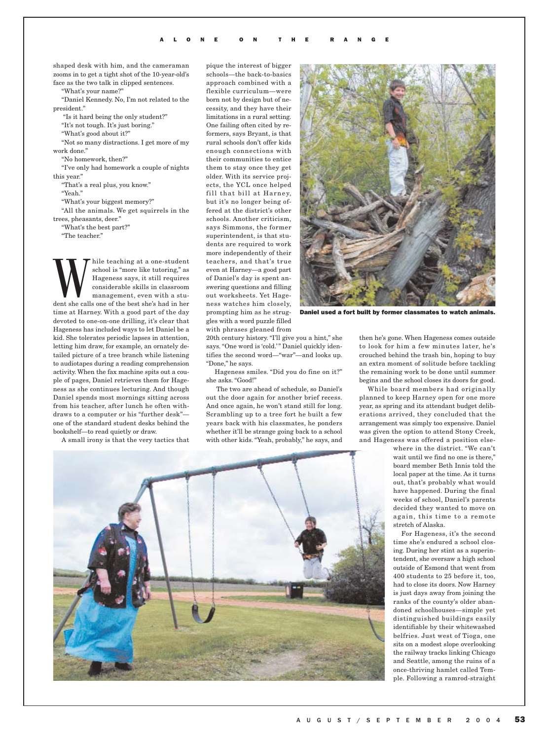shaped desk with him, and the cameraman zooms in to get a tight shot of the 10-year-old's face as the two talk in clipped sentences.

"What's your name?"

"Daniel Kennedy. No, I'm not related to the president."

"Is it hard being the only student?"

"It's not tough. It's just boring."

"What's good about it?"

"Not so many distractions. I get more of my work done."

"No homework, then?"

"I've only had homework a couple of nights this year."

"That's a real plus, you know."

"Yeah."

"What's your biggest memory?"

"All the animals. We get squirrels in the trees, pheasants, deer."

"What's the best part?"

"The teacher."

While teaching at a one-student school is "more like tutoring," as Hageness says, it still requires considerable skills in classroom management, even with a student she calls one of the best she's had in her time at Harney. With a good part of the day devoted to one-on-one drilling, it's clear that Hageness has included ways to let Daniel be a kid. She tolerates periodic lapses in attention, letting him draw, for example, an ornately detailed picture of a tree branch while listening to audiotapes during a reading comprehension activity. When the fax machine spits out a couple of pages, Daniel retrieves them for Hageness as she continues lecturing. And though Daniel spends most mornings sitting across from his teacher, after lunch he often withdraws to a computer or his "further desk"—one of the standard student desks behind the bookshelf—to read quietly or draw.

A small irony is that the very tactics that pique the interest of bigger schools—the back-to-basics approach combined with a flexible curriculum—were born not by design but of necessity, and they have their limitations in a rural setting. One failing often cited by reformers, says Bryant, is that rural schools don't offer kids enough connections with their communities to entice them to stay once they get older. With its service projects, the YCL once helped fill that bill at Harney, but it's no longer being offered at the district's other schools. Another criticism, says Simmons, the former superintendent, is that students are required to work more independently of their teachers, and that's true even at Harney—a good part of Daniel's day is spent answering questions and filling out worksheets. Yet Hageness watches him closely, prompting him as he struggles with a word puzzle filled with phrases gleaned from 20th century history. "I'll give you a hint," she says. "One word is 'cold.'" Daniel quickly identifies the second word—"war"—and looks up. "Done," he says.

Hageness smiles. "Did you do fine on it?" she asks. "Good!"

The two are ahead of schedule, so Daniel's out the door again for another brief recess. And once again, he won't stand still for long. Scrambling up to a tree fort he built a few years back with his classmates, he ponders whether it'll be strange going back to a school with other kids. "Yeah, probably," he says, and then he's gone. When Hageness comes outside to look for him a few minutes later, he's crouched behind the trash bin, hoping to buy an extra moment of solitude before tackling the remaining work to be done until summer begins and the school closes its doors for good.

**Daniel used a fort built by former classmates to watch animals.**

While board members had originally planned to keep Harney open for one more year, as spring and its attendant budget deliberations arrived, they concluded that the arrangement was simply too expensive. Daniel was given the option to attend Stony Creek, and Hageness was offered a position elsewhere in the district. "We can't wait until we find no one is there," board member Beth Innis told the local paper at the time. As it turns out, that's probably what would have happened. During the final weeks of school, Daniel's parents decided they wanted to move on again, this time to a remote stretch of Alaska.

For Hageness, it's the second time she's endured a school closing. During her stint as a superintendent, she oversaw a high school outside of Esmond that went from 400 students to 25 before it, too, had to close its doors. Now Harney is just days away from joining the ranks of the county's older abandoned schoolhouses—simple yet distinguished buildings easily identifiable by their whitewashed belfries. Just west of Tioga, one sits on a modest slope overlooking the railway tracks linking Chicago and Seattle, among the ruins of a once-thriving hamlet called Temple. Following a ramrod-straight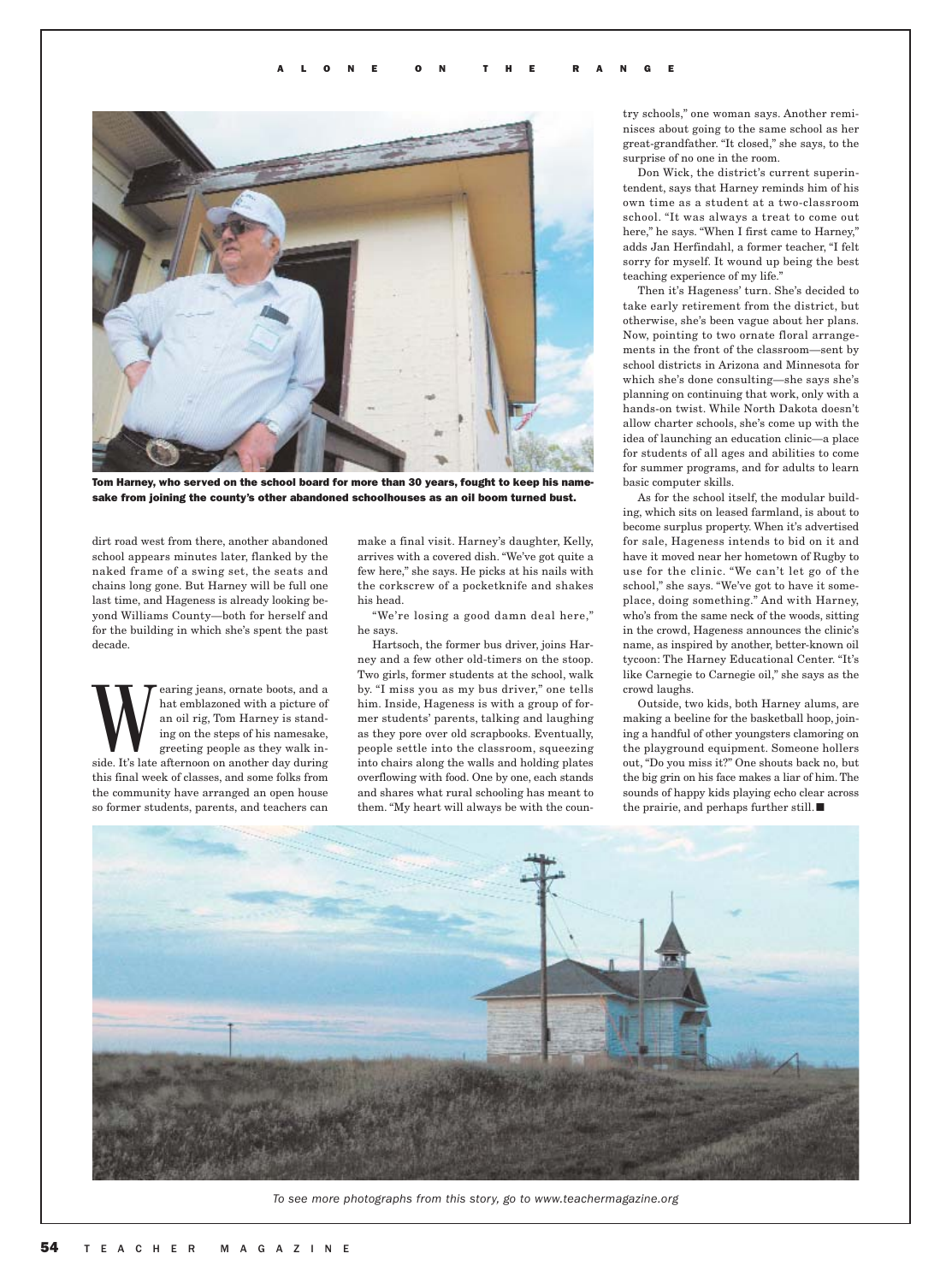Tom Harney, who served on the school board for more than 30 years, fought to keep his namesake from joining the county's other abandoned schoolhouses as an oil boom turned bust.

dirt road west from there, another abandoned school appears minutes later, flanked by the naked frame of a swing set, the seats and chains long gone. But Harney will be full one last time, and Hageness is already looking beyond Williams County—both for herself and for the building in which she's spent the past decade.

Wearing jeans, ornate boots, and a hat emblazoned with a picture of an oil rig, Tom Harney is standing on the steps of his namesake, greeting people as they walk inside. It's late afternoon on another day during this final week of classes, and some folks from the community have arranged an open house so former students, parents, and teachers can make a final visit. Harney's daughter, Kelly, arrives with a covered dish. "We've got quite a few here," she says. He picks at his nails with the corkscrew of a pocketknife and shakes his head.

"We're losing a good damn deal here," he says.

Hartsoch, the former bus driver, joins Harney and a few other old-timers on the stoop. Two girls, former students at the school, walk by. "I miss you as my bus driver," one tells him. Inside, Hageness is with a group of former students' parents, talking and laughing as they pore over old scrapbooks. Eventually, people settle into the classroom, squeezing into chairs along the walls and holding plates overflowing with food. One by one, each stands and shares what rural schooling has meant to them. "My heart will always be with the country schools," one woman says. Another reminisces about going to the same school as her great-grandfather. "It closed," she says, to the surprise of no one in the room.

Don Wick, the district's current superintendent, says that Harney reminds him of his own time as a student at a two-classroom school. "It was always a treat to come out here," he says. "When I first came to Harney," adds Jan Herfindahl, a former teacher, "I felt sorry for myself. It wound up being the best teaching experience of my life."

Then it's Hageness' turn. She's decided to take early retirement from the district, but otherwise, she's been vague about her plans. Now, pointing to two ornate floral arrangements in the front of the classroom—sent by school districts in Arizona and Minnesota for which she's done consulting—she says she's planning on continuing that work, only with a hands-on twist. While North Dakota doesn't allow charter schools, she's come up with the idea of launching an education clinic—a place for students of all ages and abilities to come for summer programs, and for adults to learn basic computer skills.

As for the school itself, the modular building, which sits on leased farmland, is about to become surplus property. When it's advertised for sale, Hageness intends to bid on it and have it moved near her hometown of Rugby to use for the clinic. "We can't let go of the school," she says. "We've got to have it someplace, doing something." And with Harney, who's from the same neck of the woods, sitting in the crowd, Hageness announces the clinic's name, as inspired by another, better-known oil tycoon: The Harney Educational Center. "It's like Carnegie to Carnegie oil," she says as the crowd laughs.

Outside, two kids, both Harney alums, are making a beeline for the basketball hoop, joining a handful of other youngsters clamoring on the playground equipment. Someone hollers out, "Do you miss it?" One shouts back no, but the big grin on his face makes a liar of him. The sounds of happy kids playing echo clear across the prairie, and perhaps further still. ■

*To see more photographs from this story, go to www.teachermagazine.org*